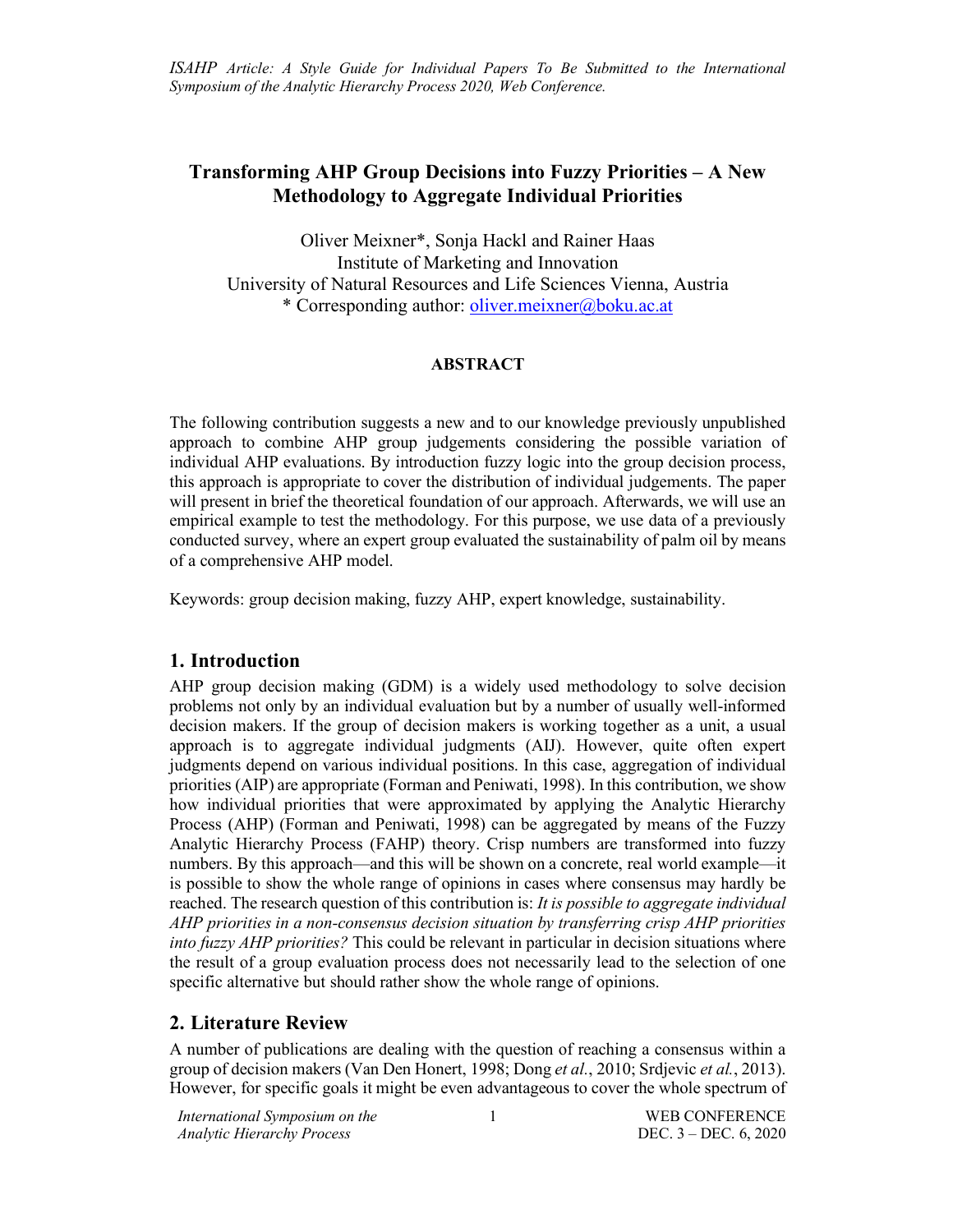# Transforming AHP Group Decisions into Fuzzy Priorities – A New Methodology to Aggregate Individual Priorities

Oliver Meixner*, Sonja Hackl and Rainer Haas
Institute of Marketing and Innovation
University of Natural Resources and Life Sciences Vienna, Austria
* Corresponding author: oliver.meixner@boku.ac.at

**ABSTRACT**

The following contribution suggests a new and to our knowledge previously unpublished approach to combine AHP group judgements considering the possible variation of individual AHP evaluations. By introduction fuzzy logic into the group decision process, this approach is appropriate to cover the distribution of individual judgements. The paper will present in brief the theoretical foundation of our approach. Afterwards, we will use an empirical example to test the methodology. For this purpose, we use data of a previously conducted survey, where an expert group evaluated the sustainability of palm oil by means of a comprehensive AHP model.

Keywords: group decision making, fuzzy AHP, expert knowledge, sustainability.

## 1. Introduction

AHP group decision making (GDM) is a widely used methodology to solve decision problems not only by an individual evaluation but by a number of usually well-informed decision makers. If the group of decision makers is working together as a unit, a usual approach is to aggregate individual judgments (AIJ). However, quite often expert judgments depend on various individual positions. In this case, aggregation of individual priorities (AIP) are appropriate (Forman and Peniwati, 1998). In this contribution, we show how individual priorities that were approximated by applying the Analytic Hierarchy Process (AHP) (Forman and Peniwati, 1998) can be aggregated by means of the Fuzzy Analytic Hierarchy Process (FAHP) theory. Crisp numbers are transformed into fuzzy numbers. By this approach—and this will be shown on a concrete, real world example—it is possible to show the whole range of opinions in cases where consensus may hardly be reached. The research question of this contribution is: *It is possible to aggregate individual AHP priorities in a non-consensus decision situation by transferring crisp AHP priorities into fuzzy AHP priorities?* This could be relevant in particular in decision situations where the result of a group evaluation process does not necessarily lead to the selection of one specific alternative but should rather show the whole range of opinions.

## 2. Literature Review

A number of publications are dealing with the question of reaching a consensus within a group of decision makers (Van Den Honert, 1998; Dong *et al.*, 2010; Srdjevic *et al.*, 2013). However, for specific goals it might be even advantageous to cover the whole spectrum of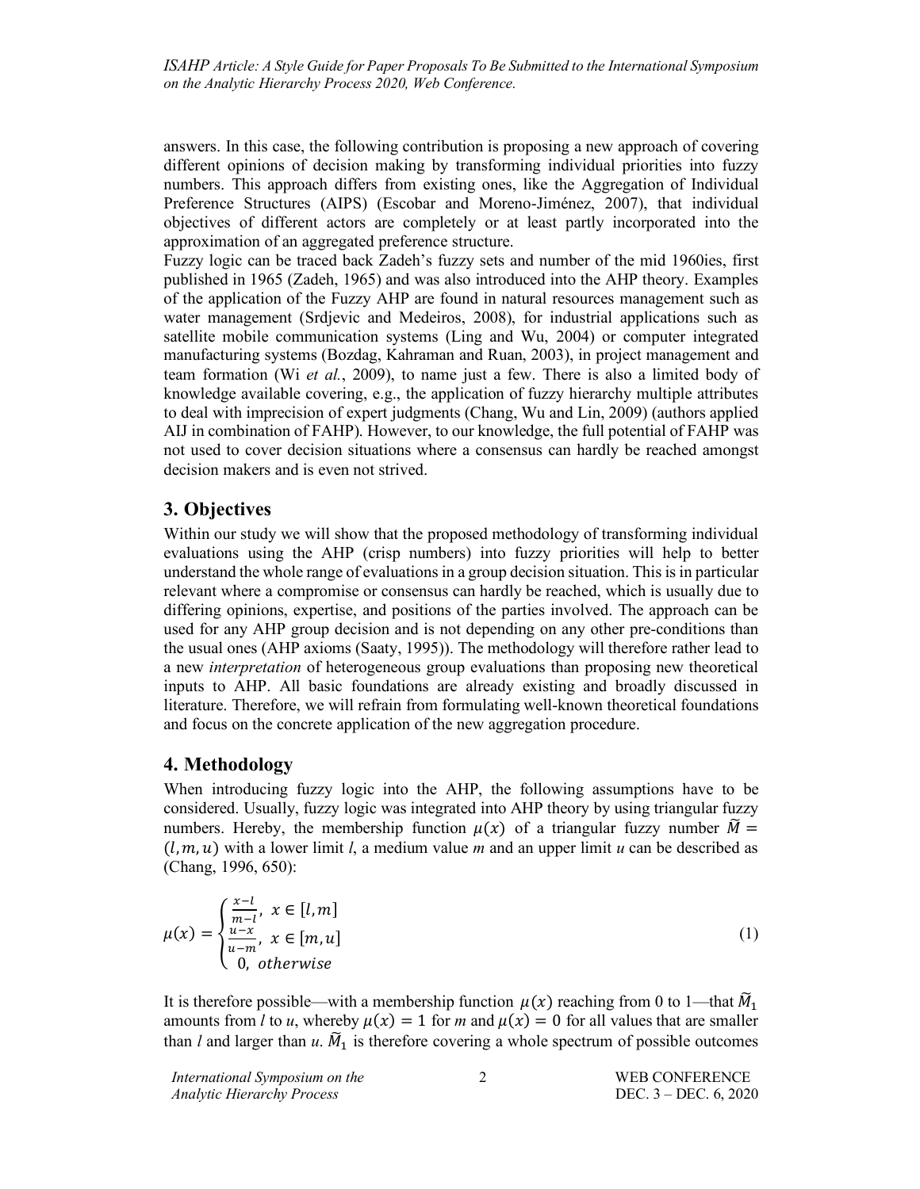answers. In this case, the following contribution is proposing a new approach of covering different opinions of decision making by transforming individual priorities into fuzzy numbers. This approach differs from existing ones, like the Aggregation of Individual Preference Structures (AIPS) (Escobar and Moreno-Jiménez, 2007), that individual objectives of different actors are completely or at least partly incorporated into the approximation of an aggregated preference structure.

Fuzzy logic can be traced back Zadeh's fuzzy sets and number of the mid 1960ies, first published in 1965 (Zadeh, 1965) and was also introduced into the AHP theory. Examples of the application of the Fuzzy AHP are found in natural resources management such as water management (Srdjevic and Medeiros, 2008), for industrial applications such as satellite mobile communication systems (Ling and Wu, 2004) or computer integrated manufacturing systems (Bozdag, Kahraman and Ruan, 2003), in project management and team formation (Wi *et al.*, 2009), to name just a few. There is also a limited body of knowledge available covering, e.g., the application of fuzzy hierarchy multiple attributes to deal with imprecision of expert judgments (Chang, Wu and Lin, 2009) (authors applied AIJ in combination of FAHP). However, to our knowledge, the full potential of FAHP was not used to cover decision situations where a consensus can hardly be reached amongst decision makers and is even not strived.

## 3. Objectives

Within our study we will show that the proposed methodology of transforming individual evaluations using the AHP (crisp numbers) into fuzzy priorities will help to better understand the whole range of evaluations in a group decision situation. This is in particular relevant where a compromise or consensus can hardly be reached, which is usually due to differing opinions, expertise, and positions of the parties involved. The approach can be used for any AHP group decision and is not depending on any other pre-conditions than the usual ones (AHP axioms (Saaty, 1995)). The methodology will therefore rather lead to a new *interpretation* of heterogeneous group evaluations than proposing new theoretical inputs to AHP. All basic foundations are already existing and broadly discussed in literature. Therefore, we will refrain from formulating well-known theoretical foundations and focus on the concrete application of the new aggregation procedure.

## 4. Methodology

When introducing fuzzy logic into the AHP, the following assumptions have to be considered. Usually, fuzzy logic was integrated into AHP theory by using triangular fuzzy numbers. Hereby, the membership function $\mu(x)$ of a triangular fuzzy number $\widetilde{M} = (l, m, u)$ with a lower limit *l*, a medium value *m* and an upper limit *u* can be described as (Chang, 1996, 650):

$$\mu(x) = \begin{cases} \frac{x-l}{m-l}, \; x \in [l, m] \\ \frac{u-x}{u-m}, \; x \in [m, u] \\ 0, \; otherwise \end{cases} \tag{1}$$

It is therefore possible—with a membership function $\mu(x)$ reaching from 0 to 1—that $\widetilde{M}_1$ amounts from *l* to *u*, whereby $\mu(x) = 1$ for *m* and $\mu(x) = 0$ for all values that are smaller than *l* and larger than *u*. $\widetilde{M}_1$ is therefore covering a whole spectrum of possible outcomes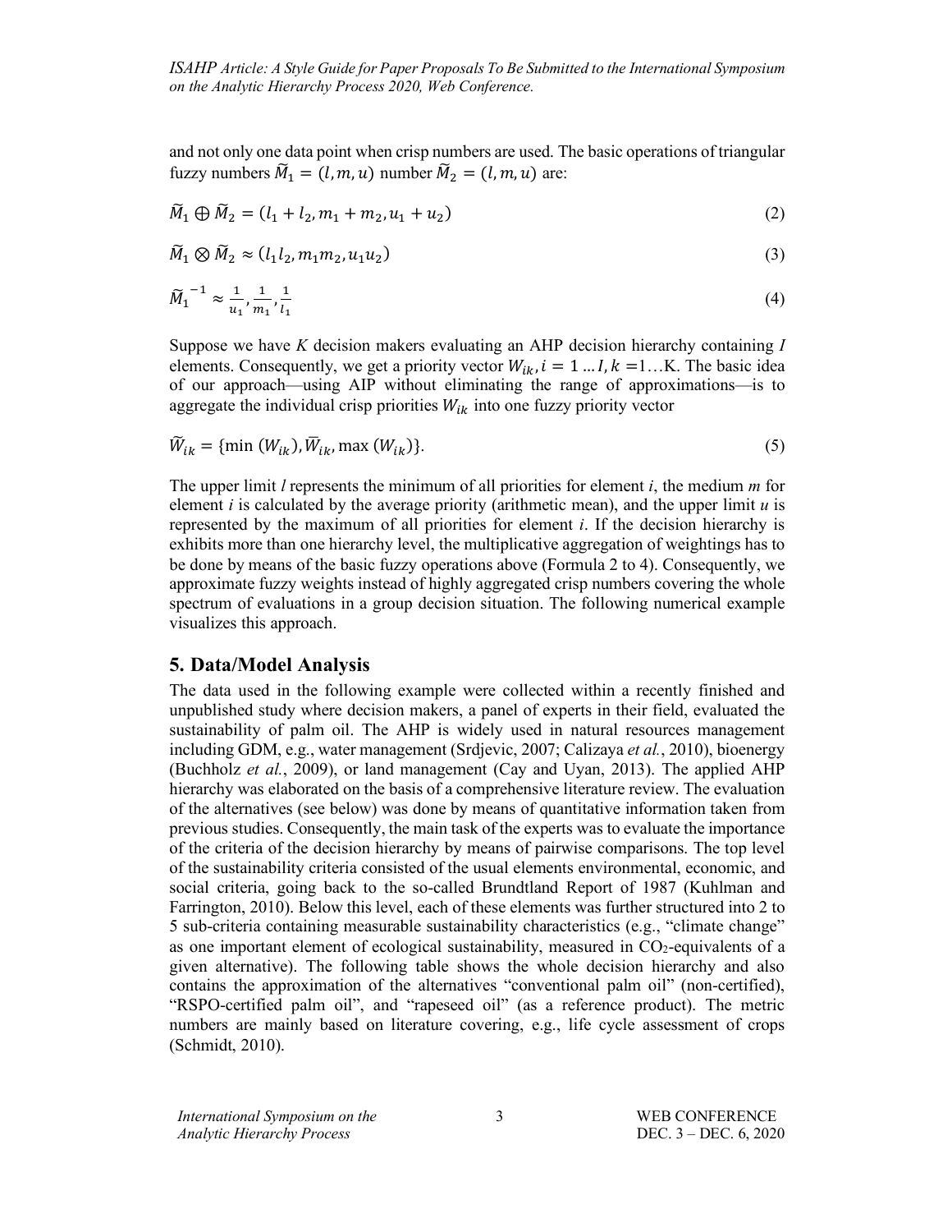and not only one data point when crisp numbers are used. The basic operations of triangular fuzzy numbers $\widetilde{M}_1 = (l, m, u)$ number $\widetilde{M}_2 = (l, m, u)$ are:

$$\widetilde{M}_1 \oplus \widetilde{M}_2 = (l_1 + l_2, m_1 + m_2, u_1 + u_2) \tag{2}$$

$$\widetilde{M}_1 \otimes \widetilde{M}_2 \approx (l_1 l_2, m_1 m_2, u_1 u_2) \tag{3}$$

$$\widetilde{M}_1^{\ -1} \approx \frac{1}{u_1}, \frac{1}{m_1}, \frac{1}{l_1} \tag{4}$$

Suppose we have *K* decision makers evaluating an AHP decision hierarchy containing *I* elements. Consequently, we get a priority vector $W_{ik}, i = 1 \dots I, k = 1 \dots K$. The basic idea of our approach—using AIP without eliminating the range of approximations—is to aggregate the individual crisp priorities $W_{ik}$ into one fuzzy priority vector

$$\widetilde{W}_{ik} = \{\min(W_{ik}), \overline{W}_{ik}, \max(W_{ik})\}. \tag{5}$$

The upper limit *l* represents the minimum of all priorities for element *i*, the medium *m* for element *i* is calculated by the average priority (arithmetic mean), and the upper limit *u* is represented by the maximum of all priorities for element *i*. If the decision hierarchy is exhibits more than one hierarchy level, the multiplicative aggregation of weightings has to be done by means of the basic fuzzy operations above (Formula 2 to 4). Consequently, we approximate fuzzy weights instead of highly aggregated crisp numbers covering the whole spectrum of evaluations in a group decision situation. The following numerical example visualizes this approach.

## 5. Data/Model Analysis

The data used in the following example were collected within a recently finished and unpublished study where decision makers, a panel of experts in their field, evaluated the sustainability of palm oil. The AHP is widely used in natural resources management including GDM, e.g., water management (Srdjevic, 2007; Calizaya *et al.*, 2010), bioenergy (Buchholz *et al.*, 2009), or land management (Cay and Uyan, 2013). The applied AHP hierarchy was elaborated on the basis of a comprehensive literature review. The evaluation of the alternatives (see below) was done by means of quantitative information taken from previous studies. Consequently, the main task of the experts was to evaluate the importance of the criteria of the decision hierarchy by means of pairwise comparisons. The top level of the sustainability criteria consisted of the usual elements environmental, economic, and social criteria, going back to the so-called Brundtland Report of 1987 (Kuhlman and Farrington, 2010). Below this level, each of these elements was further structured into 2 to 5 sub-criteria containing measurable sustainability characteristics (e.g., "climate change" as one important element of ecological sustainability, measured in $CO_2$-equivalents of a given alternative). The following table shows the whole decision hierarchy and also contains the approximation of the alternatives "conventional palm oil" (non-certified), "RSPO-certified palm oil", and "rapeseed oil" (as a reference product). The metric numbers are mainly based on literature covering, e.g., life cycle assessment of crops (Schmidt, 2010).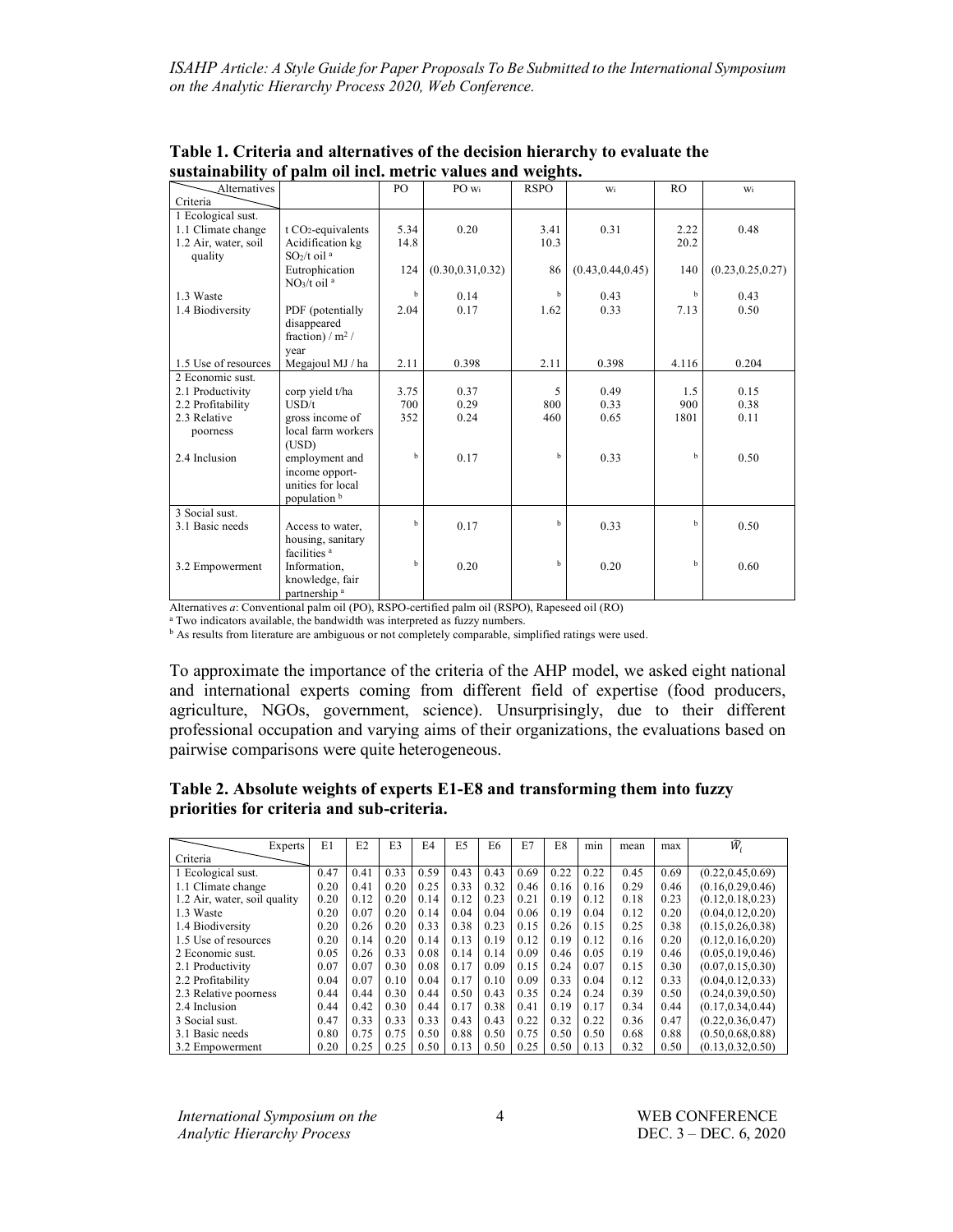**Table 1. Criteria and alternatives of the decision hierarchy to evaluate the sustainability of palm oil incl. metric values and weights.**

| Criteria \ Alternatives | | PO | PO $w_i$ | RSPO | $w_i$ | RO | $w_i$ |
|---|---|---|---|---|---|---|---|
| 1 Ecological sust. | | | | | | | |
| 1.1 Climate change | t $CO_2$-equivalents | 5.34 | 0.20 | 3.41 | 0.31 | 2.22 | 0.48 |
| 1.2 Air, water, soil quality | Acidification kg $SO_2$/t oil [a] | 14.8 | | 10.3 | | 20.2 | |
| | Eutrophication $NO_3$/t oil [a] | 124 | (0.30,0.31,0.32) | 86 | (0.43,0.44,0.45) | 140 | (0.23,0.25,0.27) |
| 1.3 Waste | | [b] | 0.14 | [b] | 0.43 | [b] | 0.43 |
| 1.4 Biodiversity | PDF (potentially disappeared fraction) / $m^2$ / year | 2.04 | 0.17 | 1.62 | 0.33 | 7.13 | 0.50 |
| 1.5 Use of resources | Megajoul MJ / ha | 2.11 | 0.398 | 2.11 | 0.398 | 4.116 | 0.204 |
| 2 Economic sust. | | | | | | | |
| 2.1 Productivity | corp yield t/ha | 3.75 | 0.37 | 5 | 0.49 | 1.5 | 0.15 |
| 2.2 Profitability | USD/t | 700 | 0.29 | 800 | 0.33 | 900 | 0.38 |
| 2.3 Relative poorness | gross income of local farm workers (USD) | 352 | 0.24 | 460 | 0.65 | 1801 | 0.11 |
| 2.4 Inclusion | employment and income opport-unities for local population [b] | [b] | 0.17 | [b] | 0.33 | [b] | 0.50 |
| 3 Social sust. | | | | | | | |
| 3.1 Basic needs | Access to water, housing, sanitary facilities [a] | [b] | 0.17 | [b] | 0.33 | [b] | 0.50 |
| 3.2 Empowerment | Information, knowledge, fair partnership [a] | [b] | 0.20 | [b] | 0.20 | [b] | 0.60 |

Alternatives *a*: Conventional palm oil (PO), RSPO-certified palm oil (RSPO), Rapeseed oil (RO)

[a] Two indicators available, the bandwidth was interpreted as fuzzy numbers.

[b] As results from literature are ambiguous or not completely comparable, simplified ratings were used.

To approximate the importance of the criteria of the AHP model, we asked eight national and international experts coming from different field of expertise (food producers, agriculture, NGOs, government, science). Unsurprisingly, due to their different professional occupation and varying aims of their organizations, the evaluations based on pairwise comparisons were quite heterogeneous.

**Table 2. Absolute weights of experts E1-E8 and transforming them into fuzzy priorities for criteria and sub-criteria.**

| Criteria \ Experts | E1 | E2 | E3 | E4 | E5 | E6 | E7 | E8 | min | mean | max | $\tilde{W}_i$ |
|---|---|---|---|---|---|---|---|---|---|---|---|---|
| 1 Ecological sust. | 0.47 | 0.41 | 0.33 | 0.59 | 0.43 | 0.43 | 0.69 | 0.22 | 0.22 | 0.45 | 0.69 | (0.22,0.45,0.69) |
| 1.1 Climate change | 0.20 | 0.41 | 0.20 | 0.25 | 0.33 | 0.32 | 0.46 | 0.16 | 0.16 | 0.29 | 0.46 | (0.16,0.29,0.46) |
| 1.2 Air, water, soil quality | 0.20 | 0.12 | 0.20 | 0.14 | 0.12 | 0.23 | 0.21 | 0.19 | 0.12 | 0.18 | 0.23 | (0.12,0.18,0.23) |
| 1.3 Waste | 0.20 | 0.07 | 0.20 | 0.14 | 0.04 | 0.04 | 0.06 | 0.19 | 0.04 | 0.12 | 0.20 | (0.04,0.12,0.20) |
| 1.4 Biodiversity | 0.20 | 0.26 | 0.20 | 0.33 | 0.38 | 0.23 | 0.15 | 0.26 | 0.15 | 0.25 | 0.38 | (0.15,0.26,0.38) |
| 1.5 Use of resources | 0.20 | 0.14 | 0.20 | 0.14 | 0.13 | 0.19 | 0.12 | 0.19 | 0.12 | 0.16 | 0.20 | (0.12,0.16,0.20) |
| 2 Economic sust. | 0.05 | 0.26 | 0.33 | 0.08 | 0.14 | 0.14 | 0.09 | 0.46 | 0.05 | 0.19 | 0.46 | (0.05,0.19,0.46) |
| 2.1 Productivity | 0.07 | 0.07 | 0.30 | 0.08 | 0.17 | 0.09 | 0.15 | 0.24 | 0.07 | 0.15 | 0.30 | (0.07,0.15,0.30) |
| 2.2 Profitability | 0.04 | 0.07 | 0.10 | 0.04 | 0.17 | 0.10 | 0.09 | 0.33 | 0.04 | 0.12 | 0.33 | (0.04,0.12,0.33) |
| 2.3 Relative poorness | 0.44 | 0.44 | 0.30 | 0.44 | 0.50 | 0.43 | 0.35 | 0.24 | 0.24 | 0.39 | 0.50 | (0.24,0.39,0.50) |
| 2.4 Inclusion | 0.44 | 0.42 | 0.30 | 0.44 | 0.17 | 0.38 | 0.41 | 0.19 | 0.17 | 0.34 | 0.44 | (0.17,0.34,0.44) |
| 3 Social sust. | 0.47 | 0.33 | 0.33 | 0.33 | 0.43 | 0.43 | 0.22 | 0.32 | 0.22 | 0.36 | 0.47 | (0.22,0.36,0.47) |
| 3.1 Basic needs | 0.80 | 0.75 | 0.75 | 0.50 | 0.88 | 0.50 | 0.75 | 0.50 | 0.50 | 0.68 | 0.88 | (0.50,0.68,0.88) |
| 3.2 Empowerment | 0.20 | 0.25 | 0.25 | 0.50 | 0.13 | 0.50 | 0.25 | 0.50 | 0.13 | 0.32 | 0.50 | (0.13,0.32,0.50) |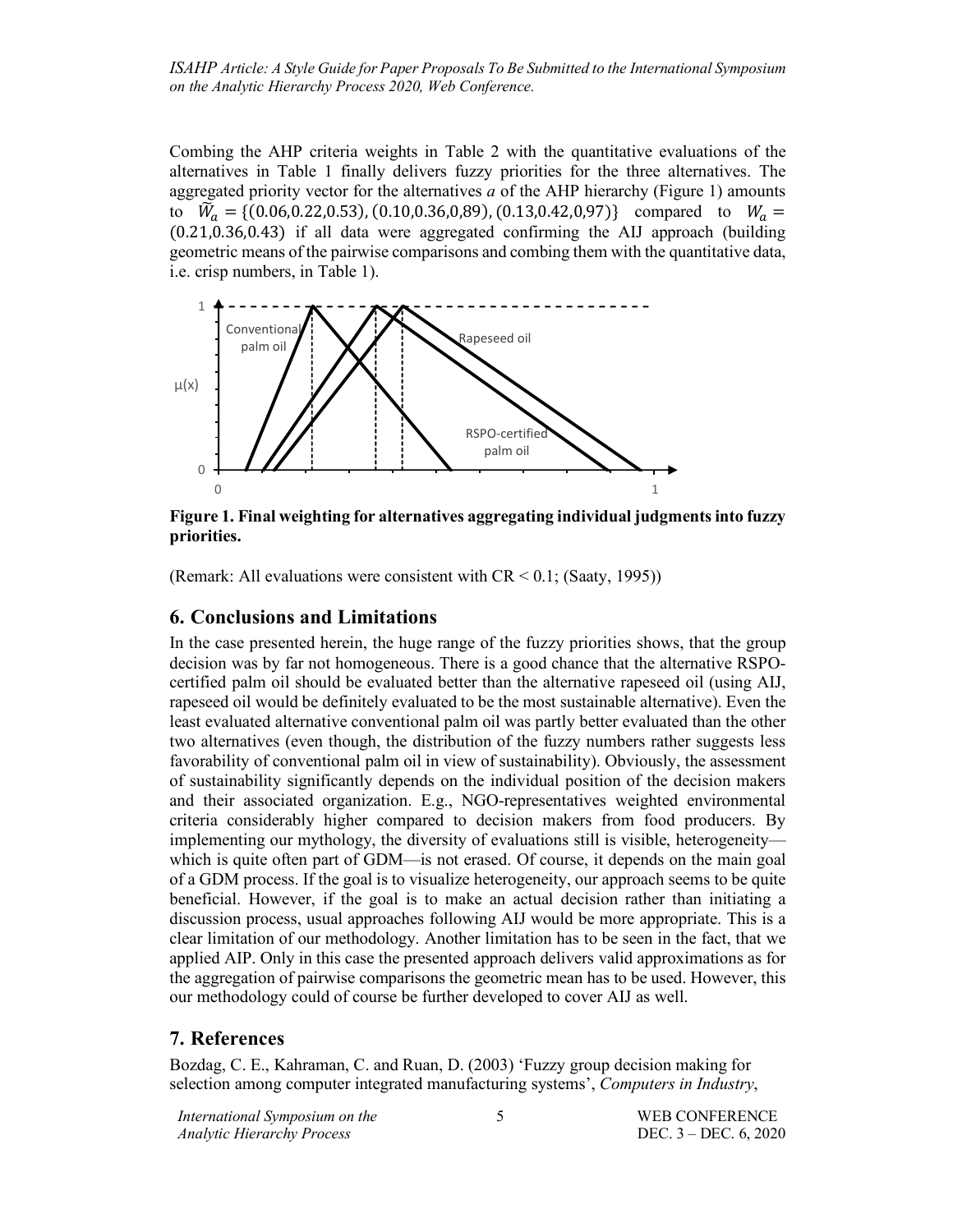Combing the AHP criteria weights in Table 2 with the quantitative evaluations of the alternatives in Table 1 finally delivers fuzzy priorities for the three alternatives. The aggregated priority vector for the alternatives *a* of the AHP hierarchy (Figure 1) amounts to $\widetilde{W}_a = \{(0.06, 0.22, 0.53), (0.10, 0.36, 0,89), (0.13, 0.42, 0,97)\}$ compared to $W_a = (0.21, 0.36, 0.43)$ if all data were aggregated confirming the AIJ approach (building geometric means of the pairwise comparisons and combing them with the quantitative data, i.e. crisp numbers, in Table 1).

**Figure 1. Final weighting for alternatives aggregating individual judgments into fuzzy priorities.**

(Remark: All evaluations were consistent with CR < 0.1; (Saaty, 1995))

## 6. Conclusions and Limitations

In the case presented herein, the huge range of the fuzzy priorities shows, that the group decision was by far not homogeneous. There is a good chance that the alternative RSPO-certified palm oil should be evaluated better than the alternative rapeseed oil (using AIJ, rapeseed oil would be definitely evaluated to be the most sustainable alternative). Even the least evaluated alternative conventional palm oil was partly better evaluated than the other two alternatives (even though, the distribution of the fuzzy numbers rather suggests less favorability of conventional palm oil in view of sustainability). Obviously, the assessment of sustainability significantly depends on the individual position of the decision makers and their associated organization. E.g., NGO-representatives weighted environmental criteria considerably higher compared to decision makers from food producers. By implementing our mythology, the diversity of evaluations still is visible, heterogeneity—which is quite often part of GDM—is not erased. Of course, it depends on the main goal of a GDM process. If the goal is to visualize heterogeneity, our approach seems to be quite beneficial. However, if the goal is to make an actual decision rather than initiating a discussion process, usual approaches following AIJ would be more appropriate. This is a clear limitation of our methodology. Another limitation has to be seen in the fact, that we applied AIP. Only in this case the presented approach delivers valid approximations as for the aggregation of pairwise comparisons the geometric mean has to be used. However, this our methodology could of course be further developed to cover AIJ as well.

## 7. References

Bozdag, C. E., Kahraman, C. and Ruan, D. (2003) 'Fuzzy group decision making for selection among computer integrated manufacturing systems', *Computers in Industry*,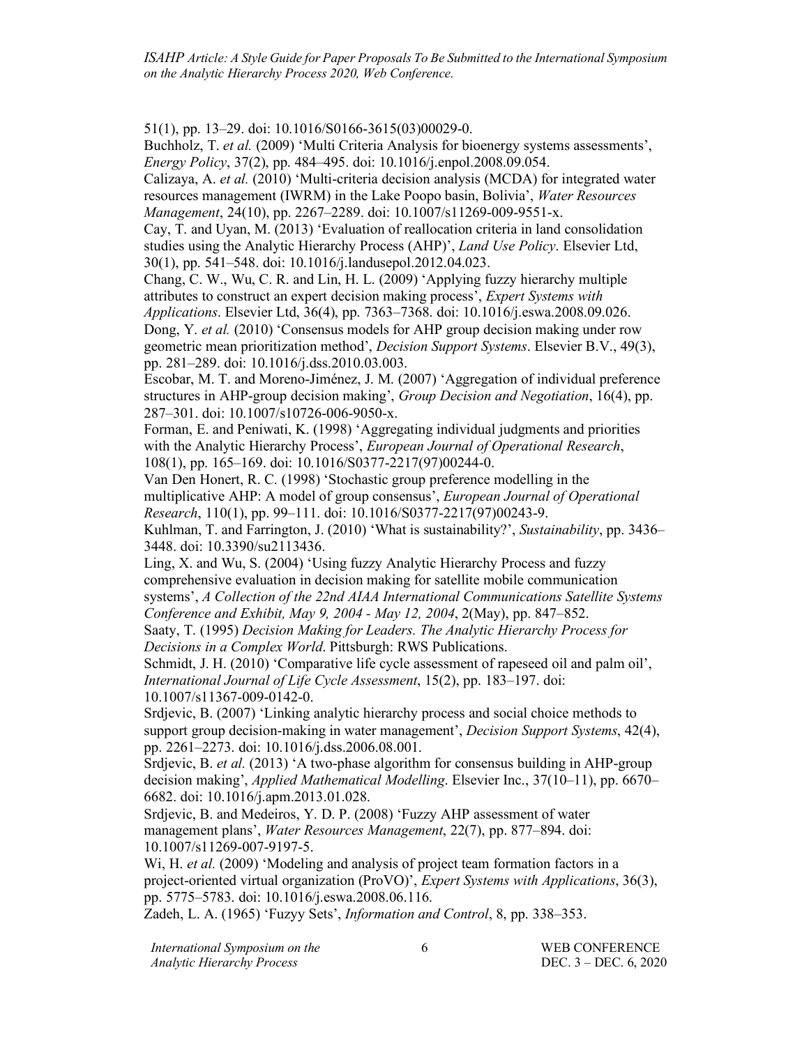51(1), pp. 13–29. doi: 10.1016/S0166-3615(03)00029-0.

Buchholz, T. *et al.* (2009) 'Multi Criteria Analysis for bioenergy systems assessments', *Energy Policy*, 37(2), pp. 484–495. doi: 10.1016/j.enpol.2008.09.054.

Calizaya, A. *et al.* (2010) 'Multi-criteria decision analysis (MCDA) for integrated water resources management (IWRM) in the Lake Poopo basin, Bolivia', *Water Resources Management*, 24(10), pp. 2267–2289. doi: 10.1007/s11269-009-9551-x.

Cay, T. and Uyan, M. (2013) 'Evaluation of reallocation criteria in land consolidation studies using the Analytic Hierarchy Process (AHP)', *Land Use Policy*. Elsevier Ltd, 30(1), pp. 541–548. doi: 10.1016/j.landusepol.2012.04.023.

Chang, C. W., Wu, C. R. and Lin, H. L. (2009) 'Applying fuzzy hierarchy multiple attributes to construct an expert decision making process', *Expert Systems with Applications*. Elsevier Ltd, 36(4), pp. 7363–7368. doi: 10.1016/j.eswa.2008.09.026.

Dong, Y. *et al.* (2010) 'Consensus models for AHP group decision making under row geometric mean prioritization method', *Decision Support Systems*. Elsevier B.V., 49(3), pp. 281–289. doi: 10.1016/j.dss.2010.03.003.

Escobar, M. T. and Moreno-Jiménez, J. M. (2007) 'Aggregation of individual preference structures in AHP-group decision making', *Group Decision and Negotiation*, 16(4), pp. 287–301. doi: 10.1007/s10726-006-9050-x.

Forman, E. and Peniwati, K. (1998) 'Aggregating individual judgments and priorities with the Analytic Hierarchy Process', *European Journal of Operational Research*, 108(1), pp. 165–169. doi: 10.1016/S0377-2217(97)00244-0.

Van Den Honert, R. C. (1998) 'Stochastic group preference modelling in the multiplicative AHP: A model of group consensus', *European Journal of Operational Research*, 110(1), pp. 99–111. doi: 10.1016/S0377-2217(97)00243-9.

Kuhlman, T. and Farrington, J. (2010) 'What is sustainability?', *Sustainability*, pp. 3436–3448. doi: 10.3390/su2113436.

Ling, X. and Wu, S. (2004) 'Using fuzzy Analytic Hierarchy Process and fuzzy comprehensive evaluation in decision making for satellite mobile communication systems', *A Collection of the 22nd AIAA International Communications Satellite Systems Conference and Exhibit, May 9, 2004 - May 12, 2004*, 2(May), pp. 847–852.

Saaty, T. (1995) *Decision Making for Leaders. The Analytic Hierarchy Process for Decisions in a Complex World*. Pittsburgh: RWS Publications.

Schmidt, J. H. (2010) 'Comparative life cycle assessment of rapeseed oil and palm oil', *International Journal of Life Cycle Assessment*, 15(2), pp. 183–197. doi: 10.1007/s11367-009-0142-0.

Srdjevic, B. (2007) 'Linking analytic hierarchy process and social choice methods to support group decision-making in water management', *Decision Support Systems*, 42(4), pp. 2261–2273. doi: 10.1016/j.dss.2006.08.001.

Srdjevic, B. *et al.* (2013) 'A two-phase algorithm for consensus building in AHP-group decision making', *Applied Mathematical Modelling*. Elsevier Inc., 37(10–11), pp. 6670–6682. doi: 10.1016/j.apm.2013.01.028.

Srdjevic, B. and Medeiros, Y. D. P. (2008) 'Fuzzy AHP assessment of water management plans', *Water Resources Management*, 22(7), pp. 877–894. doi: 10.1007/s11269-007-9197-5.

Wi, H. *et al.* (2009) 'Modeling and analysis of project team formation factors in a project-oriented virtual organization (ProVO)', *Expert Systems with Applications*, 36(3), pp. 5775–5783. doi: 10.1016/j.eswa.2008.06.116.

Zadeh, L. A. (1965) 'Fuzyy Sets', *Information and Control*, 8, pp. 338–353.